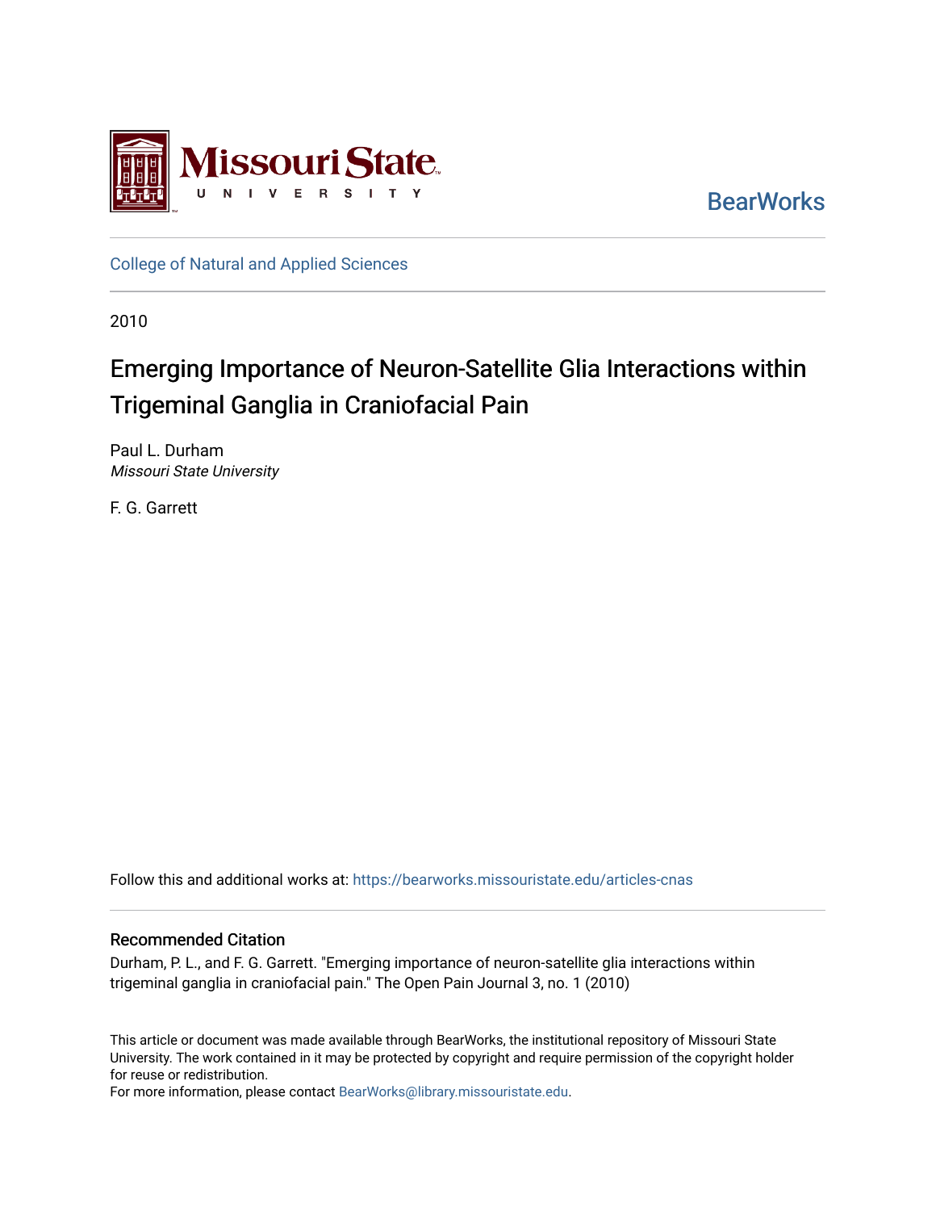BearWorks

College of Natural and Applied Sciences

2010

# Emerging Importance of Neuron-Satellite Glia Interactions within Trigeminal Ganglia in Craniofacial Pain

Paul L. Durham
*Missouri State University*

F. G. Garrett

Follow this and additional works at: https://bearworks.missouristate.edu/articles-cnas

## Recommended Citation

Durham, P. L., and F. G. Garrett. "Emerging importance of neuron-satellite glia interactions within trigeminal ganglia in craniofacial pain." The Open Pain Journal 3, no. 1 (2010)

This article or document was made available through BearWorks, the institutional repository of Missouri State University. The work contained in it may be protected by copyright and require permission of the copyright holder for reuse or redistribution.

For more information, please contact BearWorks@library.missouristate.edu.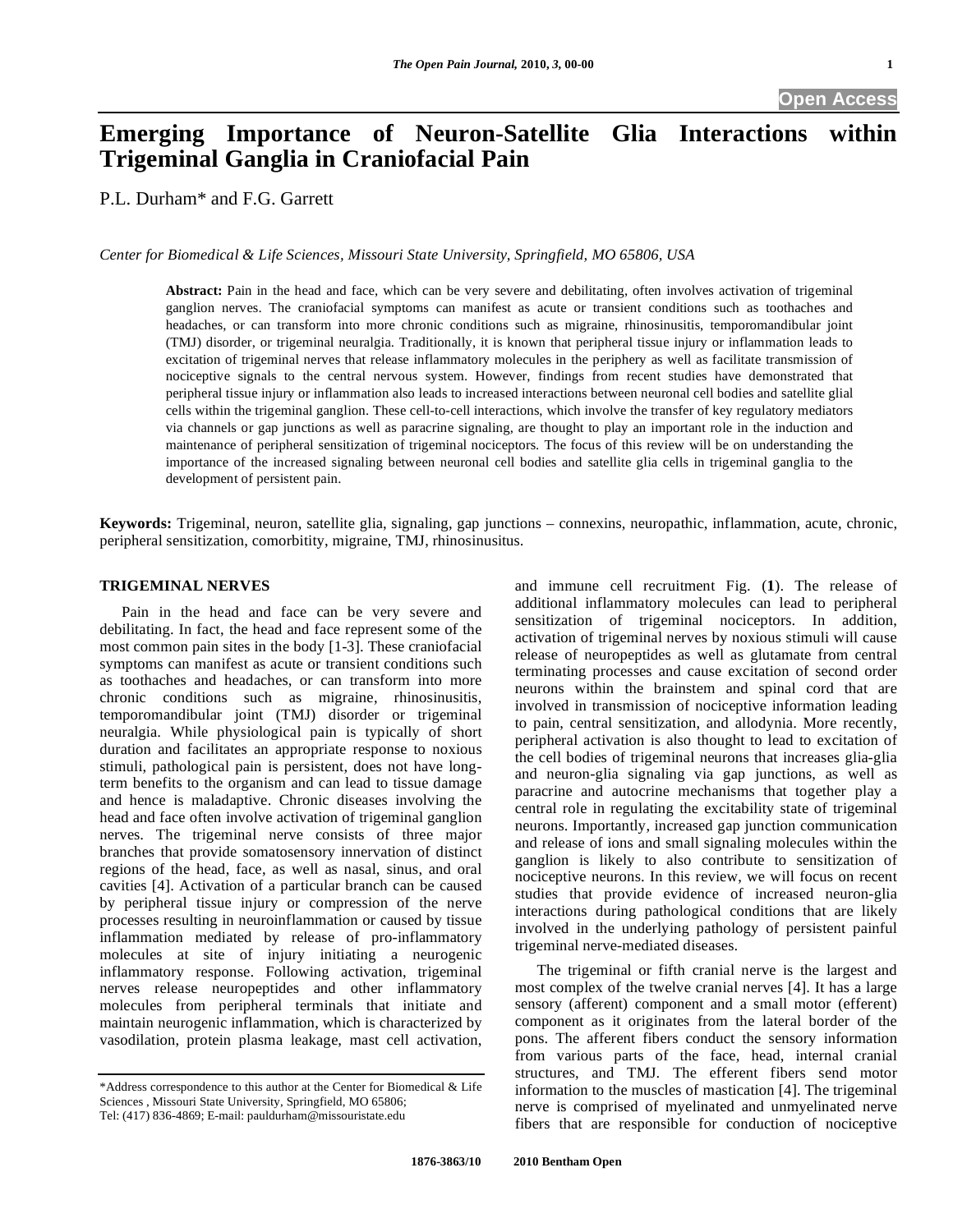# Emerging Importance of Neuron-Satellite Glia Interactions within Trigeminal Ganglia in Craniofacial Pain

P.L. Durham* and F.G. Garrett

*Center for Biomedical & Life Sciences, Missouri State University, Springfield, MO 65806, USA*

**Abstract:** Pain in the head and face, which can be very severe and debilitating, often involves activation of trigeminal ganglion nerves. The craniofacial symptoms can manifest as acute or transient conditions such as toothaches and headaches, or can transform into more chronic conditions such as migraine, rhinosinusitis, temporomandibular joint (TMJ) disorder, or trigeminal neuralgia. Traditionally, it is known that peripheral tissue injury or inflammation leads to excitation of trigeminal nerves that release inflammatory molecules in the periphery as well as facilitate transmission of nociceptive signals to the central nervous system. However, findings from recent studies have demonstrated that peripheral tissue injury or inflammation also leads to increased interactions between neuronal cell bodies and satellite glial cells within the trigeminal ganglion. These cell-to-cell interactions, which involve the transfer of key regulatory mediators via channels or gap junctions as well as paracrine signaling, are thought to play an important role in the induction and maintenance of peripheral sensitization of trigeminal nociceptors. The focus of this review will be on understanding the importance of the increased signaling between neuronal cell bodies and satellite glia cells in trigeminal ganglia to the development of persistent pain.

**Keywords:** Trigeminal, neuron, satellite glia, signaling, gap junctions – connexins, neuropathic, inflammation, acute, chronic, peripheral sensitization, comorbitity, migraine, TMJ, rhinosinusitus.

## TRIGEMINAL NERVES

Pain in the head and face can be very severe and debilitating. In fact, the head and face represent some of the most common pain sites in the body [1-3]. These craniofacial symptoms can manifest as acute or transient conditions such as toothaches and headaches, or can transform into more chronic conditions such as migraine, rhinosinusitis, temporomandibular joint (TMJ) disorder or trigeminal neuralgia. While physiological pain is typically of short duration and facilitates an appropriate response to noxious stimuli, pathological pain is persistent, does not have long-term benefits to the organism and can lead to tissue damage and hence is maladaptive. Chronic diseases involving the head and face often involve activation of trigeminal ganglion nerves. The trigeminal nerve consists of three major branches that provide somatosensory innervation of distinct regions of the head, face, as well as nasal, sinus, and oral cavities [4]. Activation of a particular branch can be caused by peripheral tissue injury or compression of the nerve processes resulting in neuroinflammation or caused by tissue inflammation mediated by release of pro-inflammatory molecules at site of injury initiating a neurogenic inflammatory response. Following activation, trigeminal nerves release neuropeptides and other inflammatory molecules from peripheral terminals that initiate and maintain neurogenic inflammation, which is characterized by vasodilation, protein plasma leakage, mast cell activation, and immune cell recruitment Fig. (**1**). The release of additional inflammatory molecules can lead to peripheral sensitization of trigeminal nociceptors. In addition, activation of trigeminal nerves by noxious stimuli will cause release of neuropeptides as well as glutamate from central terminating processes and cause excitation of second order neurons within the brainstem and spinal cord that are involved in transmission of nociceptive information leading to pain, central sensitization, and allodynia. More recently, peripheral activation is also thought to lead to excitation of the cell bodies of trigeminal neurons that increases glia-glia and neuron-glia signaling via gap junctions, as well as paracrine and autocrine mechanisms that together play a central role in regulating the excitability state of trigeminal neurons. Importantly, increased gap junction communication and release of ions and small signaling molecules within the ganglion is likely to also contribute to sensitization of nociceptive neurons. In this review, we will focus on recent studies that provide evidence of increased neuron-glia interactions during pathological conditions that are likely involved in the underlying pathology of persistent painful trigeminal nerve-mediated diseases.

The trigeminal or fifth cranial nerve is the largest and most complex of the twelve cranial nerves [4]. It has a large sensory (afferent) component and a small motor (efferent) component as it originates from the lateral border of the pons. The afferent fibers conduct the sensory information from various parts of the face, head, internal cranial structures, and TMJ. The efferent fibers send motor information to the muscles of mastication [4]. The trigeminal nerve is comprised of myelinated and unmyelinated nerve fibers that are responsible for conduction of nociceptive

*Address correspondence to this author at the Center for Biomedical & Life Sciences , Missouri State University, Springfield, MO 65806; Tel: (417) 836-4869; E-mail: pauldurham@missouristate.edu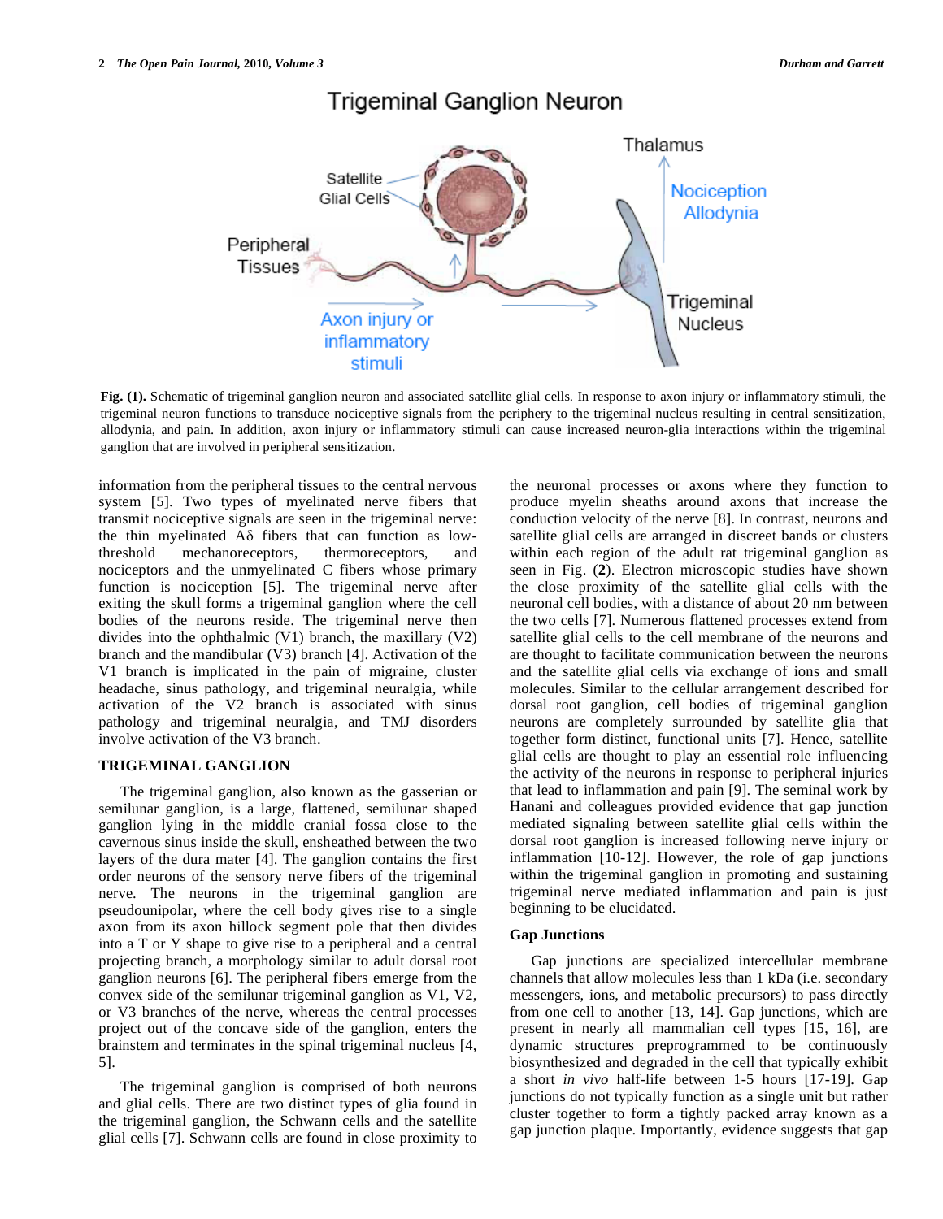**Fig. (1).** Schematic of trigeminal ganglion neuron and associated satellite glial cells. In response to axon injury or inflammatory stimuli, the trigeminal neuron functions to transduce nociceptive signals from the periphery to the trigeminal nucleus resulting in central sensitization, allodynia, and pain. In addition, axon injury or inflammatory stimuli can cause increased neuron-glia interactions within the trigeminal ganglion that are involved in peripheral sensitization.

information from the peripheral tissues to the central nervous system [5]. Two types of myelinated nerve fibers that transmit nociceptive signals are seen in the trigeminal nerve: the thin myelinated Aδ fibers that can function as low-threshold mechanoreceptors, thermoreceptors, and nociceptors and the unmyelinated C fibers whose primary function is nociception [5]. The trigeminal nerve after exiting the skull forms a trigeminal ganglion where the cell bodies of the neurons reside. The trigeminal nerve then divides into the ophthalmic (V1) branch, the maxillary (V2) branch and the mandibular (V3) branch [4]. Activation of the V1 branch is implicated in the pain of migraine, cluster headache, sinus pathology, and trigeminal neuralgia, while activation of the V2 branch is associated with sinus pathology and trigeminal neuralgia, and TMJ disorders involve activation of the V3 branch.

## TRIGEMINAL GANGLION

The trigeminal ganglion, also known as the gasserian or semilunar ganglion, is a large, flattened, semilunar shaped ganglion lying in the middle cranial fossa close to the cavernous sinus inside the skull, ensheathed between the two layers of the dura mater [4]. The ganglion contains the first order neurons of the sensory nerve fibers of the trigeminal nerve. The neurons in the trigeminal ganglion are pseudounipolar, where the cell body gives rise to a single axon from its axon hillock segment pole that then divides into a T or Y shape to give rise to a peripheral and a central projecting branch, a morphology similar to adult dorsal root ganglion neurons [6]. The peripheral fibers emerge from the convex side of the semilunar trigeminal ganglion as V1, V2, or V3 branches of the nerve, whereas the central processes project out of the concave side of the ganglion, enters the brainstem and terminates in the spinal trigeminal nucleus [4, 5].

The trigeminal ganglion is comprised of both neurons and glial cells. There are two distinct types of glia found in the trigeminal ganglion, the Schwann cells and the satellite glial cells [7]. Schwann cells are found in close proximity to the neuronal processes or axons where they function to produce myelin sheaths around axons that increase the conduction velocity of the nerve [8]. In contrast, neurons and satellite glial cells are arranged in discreet bands or clusters within each region of the adult rat trigeminal ganglion as seen in Fig. (**2**). Electron microscopic studies have shown the close proximity of the satellite glial cells with the neuronal cell bodies, with a distance of about 20 nm between the two cells [7]. Numerous flattened processes extend from satellite glial cells to the cell membrane of the neurons and are thought to facilitate communication between the neurons and the satellite glial cells via exchange of ions and small molecules. Similar to the cellular arrangement described for dorsal root ganglion, cell bodies of trigeminal ganglion neurons are completely surrounded by satellite glia that together form distinct, functional units [7]. Hence, satellite glial cells are thought to play an essential role influencing the activity of the neurons in response to peripheral injuries that lead to inflammation and pain [9]. The seminal work by Hanani and colleagues provided evidence that gap junction mediated signaling between satellite glial cells within the dorsal root ganglion is increased following nerve injury or inflammation [10-12]. However, the role of gap junctions within the trigeminal ganglion in promoting and sustaining trigeminal nerve mediated inflammation and pain is just beginning to be elucidated.

### Gap Junctions

Gap junctions are specialized intercellular membrane channels that allow molecules less than 1 kDa (i.e. secondary messengers, ions, and metabolic precursors) to pass directly from one cell to another [13, 14]. Gap junctions, which are present in nearly all mammalian cell types [15, 16], are dynamic structures preprogrammed to be continuously biosynthesized and degraded in the cell that typically exhibit a short *in vivo* half-life between 1-5 hours [17-19]. Gap junctions do not typically function as a single unit but rather cluster together to form a tightly packed array known as a gap junction plaque. Importantly, evidence suggests that gap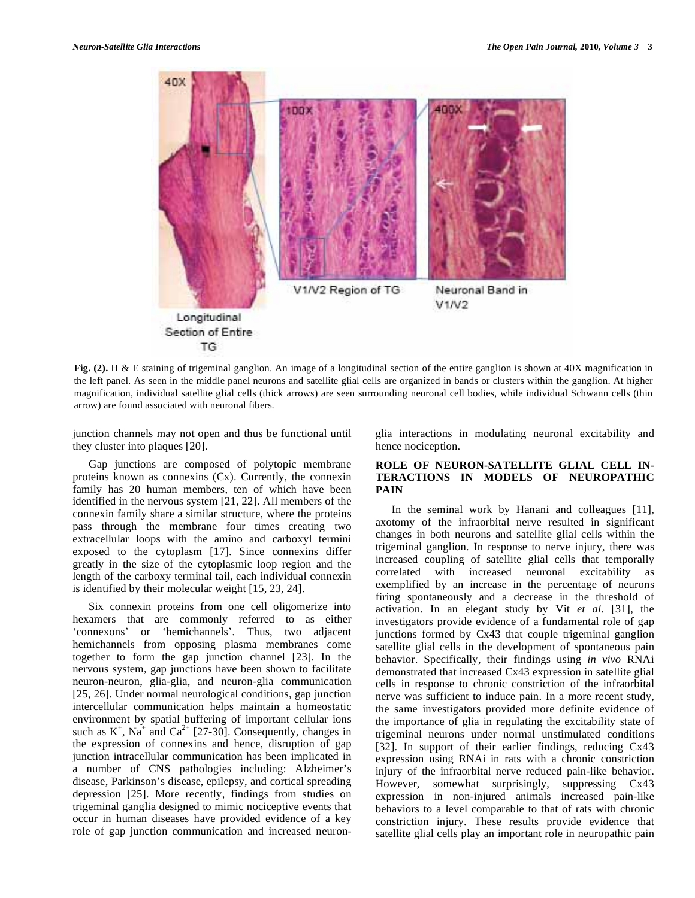**Fig. (2).** H & E staining of trigeminal ganglion. An image of a longitudinal section of the entire ganglion is shown at 40X magnification in the left panel. As seen in the middle panel neurons and satellite glial cells are organized in bands or clusters within the ganglion. At higher magnification, individual satellite glial cells (thick arrows) are seen surrounding neuronal cell bodies, while individual Schwann cells (thin arrow) are found associated with neuronal fibers.

junction channels may not open and thus be functional until they cluster into plaques [20].

Gap junctions are composed of polytopic membrane proteins known as connexins (Cx). Currently, the connexin family has 20 human members, ten of which have been identified in the nervous system [21, 22]. All members of the connexin family share a similar structure, where the proteins pass through the membrane four times creating two extracellular loops with the amino and carboxyl termini exposed to the cytoplasm [17]. Since connexins differ greatly in the size of the cytoplasmic loop region and the length of the carboxy terminal tail, each individual connexin is identified by their molecular weight [15, 23, 24].

Six connexin proteins from one cell oligomerize into hexamers that are commonly referred to as either 'connexons' or 'hemichannels'. Thus, two adjacent hemichannels from opposing plasma membranes come together to form the gap junction channel [23]. In the nervous system, gap junctions have been shown to facilitate neuron-neuron, glia-glia, and neuron-glia communication [25, 26]. Under normal neurological conditions, gap junction intercellular communication helps maintain a homeostatic environment by spatial buffering of important cellular ions such as $K^+$, $Na^+$ and $Ca^{2+}$ [27-30]. Consequently, changes in the expression of connexins and hence, disruption of gap junction intracellular communication has been implicated in a number of CNS pathologies including: Alzheimer's disease, Parkinson's disease, epilepsy, and cortical spreading depression [25]. More recently, findings from studies on trigeminal ganglia designed to mimic nociceptive events that occur in human diseases have provided evidence of a key role of gap junction communication and increased neuron-glia interactions in modulating neuronal excitability and hence nociception.

## ROLE OF NEURON-SATELLITE GLIAL CELL INTERACTIONS IN MODELS OF NEUROPATHIC PAIN

In the seminal work by Hanani and colleagues [11], axotomy of the infraorbital nerve resulted in significant changes in both neurons and satellite glial cells within the trigeminal ganglion. In response to nerve injury, there was increased coupling of satellite glial cells that temporally correlated with increased neuronal excitability as exemplified by an increase in the percentage of neurons firing spontaneously and a decrease in the threshold of activation. In an elegant study by Vit *et al.* [31], the investigators provide evidence of a fundamental role of gap junctions formed by Cx43 that couple trigeminal ganglion satellite glial cells in the development of spontaneous pain behavior. Specifically, their findings using *in vivo* RNAi demonstrated that increased Cx43 expression in satellite glial cells in response to chronic constriction of the infraorbital nerve was sufficient to induce pain. In a more recent study, the same investigators provided more definite evidence of the importance of glia in regulating the excitability state of trigeminal neurons under normal unstimulated conditions [32]. In support of their earlier findings, reducing Cx43 expression using RNAi in rats with a chronic constriction injury of the infraorbital nerve reduced pain-like behavior. However, somewhat surprisingly, suppressing Cx43 expression in non-injured animals increased pain-like behaviors to a level comparable to that of rats with chronic constriction injury. These results provide evidence that satellite glial cells play an important role in neuropathic pain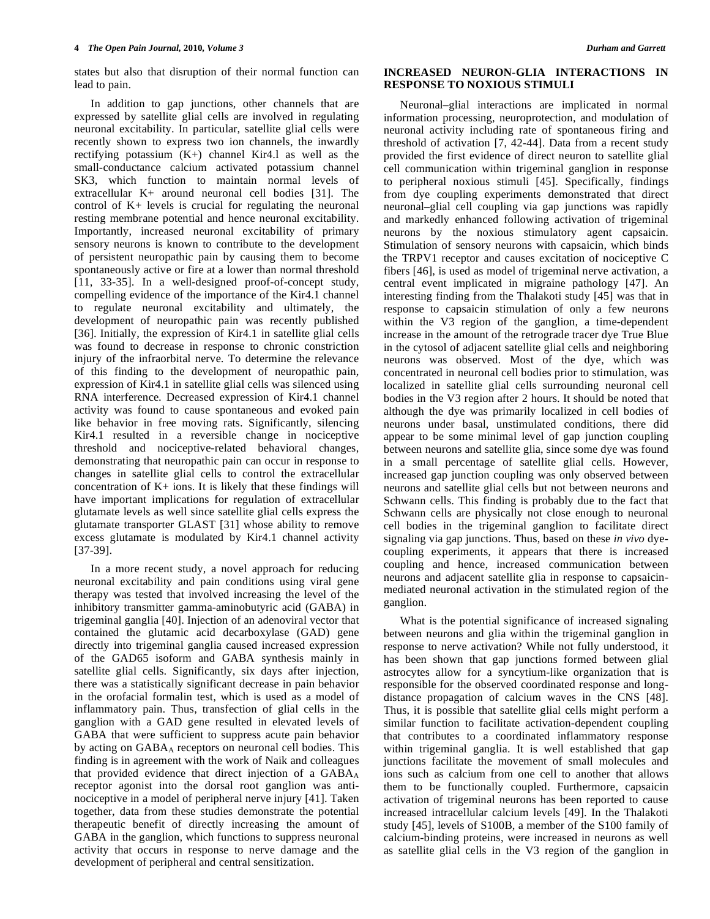states but also that disruption of their normal function can lead to pain.

In addition to gap junctions, other channels that are expressed by satellite glial cells are involved in regulating neuronal excitability. In particular, satellite glial cells were recently shown to express two ion channels, the inwardly rectifying potassium (K+) channel Kir4.l as well as the small-conductance calcium activated potassium channel SK3, which function to maintain normal levels of extracellular K+ around neuronal cell bodies [31]. The control of K+ levels is crucial for regulating the neuronal resting membrane potential and hence neuronal excitability. Importantly, increased neuronal excitability of primary sensory neurons is known to contribute to the development of persistent neuropathic pain by causing them to become spontaneously active or fire at a lower than normal threshold [11, 33-35]. In a well-designed proof-of-concept study, compelling evidence of the importance of the Kir4.1 channel to regulate neuronal excitability and ultimately, the development of neuropathic pain was recently published [36]. Initially, the expression of Kir4.1 in satellite glial cells was found to decrease in response to chronic constriction injury of the infraorbital nerve. To determine the relevance of this finding to the development of neuropathic pain, expression of Kir4.1 in satellite glial cells was silenced using RNA interference. Decreased expression of Kir4.1 channel activity was found to cause spontaneous and evoked pain like behavior in free moving rats. Significantly, silencing Kir4.1 resulted in a reversible change in nociceptive threshold and nociceptive-related behavioral changes, demonstrating that neuropathic pain can occur in response to changes in satellite glial cells to control the extracellular concentration of K+ ions. It is likely that these findings will have important implications for regulation of extracellular glutamate levels as well since satellite glial cells express the glutamate transporter GLAST [31] whose ability to remove excess glutamate is modulated by Kir4.1 channel activity [37-39].

In a more recent study, a novel approach for reducing neuronal excitability and pain conditions using viral gene therapy was tested that involved increasing the level of the inhibitory transmitter gamma-aminobutyric acid (GABA) in trigeminal ganglia [40]. Injection of an adenoviral vector that contained the glutamic acid decarboxylase (GAD) gene directly into trigeminal ganglia caused increased expression of the GAD65 isoform and GABA synthesis mainly in satellite glial cells. Significantly, six days after injection, there was a statistically significant decrease in pain behavior in the orofacial formalin test, which is used as a model of inflammatory pain. Thus, transfection of glial cells in the ganglion with a GAD gene resulted in elevated levels of GABA that were sufficient to suppress acute pain behavior by acting on $GABA_A$ receptors on neuronal cell bodies. This finding is in agreement with the work of Naik and colleagues that provided evidence that direct injection of a $GABA_A$ receptor agonist into the dorsal root ganglion was anti-nociceptive in a model of peripheral nerve injury [41]. Taken together, data from these studies demonstrate the potential therapeutic benefit of directly increasing the amount of GABA in the ganglion, which functions to suppress neuronal activity that occurs in response to nerve damage and the development of peripheral and central sensitization.

## INCREASED NEURON-GLIA INTERACTIONS IN RESPONSE TO NOXIOUS STIMULI

Neuronal–glial interactions are implicated in normal information processing, neuroprotection, and modulation of neuronal activity including rate of spontaneous firing and threshold of activation [7, 42-44]. Data from a recent study provided the first evidence of direct neuron to satellite glial cell communication within trigeminal ganglion in response to peripheral noxious stimuli [45]. Specifically, findings from dye coupling experiments demonstrated that direct neuronal–glial cell coupling via gap junctions was rapidly and markedly enhanced following activation of trigeminal neurons by the noxious stimulatory agent capsaicin. Stimulation of sensory neurons with capsaicin, which binds the TRPV1 receptor and causes excitation of nociceptive C fibers [46], is used as model of trigeminal nerve activation, a central event implicated in migraine pathology [47]. An interesting finding from the Thalakoti study [45] was that in response to capsaicin stimulation of only a few neurons within the V3 region of the ganglion, a time-dependent increase in the amount of the retrograde tracer dye True Blue in the cytosol of adjacent satellite glial cells and neighboring neurons was observed. Most of the dye, which was concentrated in neuronal cell bodies prior to stimulation, was localized in satellite glial cells surrounding neuronal cell bodies in the V3 region after 2 hours. It should be noted that although the dye was primarily localized in cell bodies of neurons under basal, unstimulated conditions, there did appear to be some minimal level of gap junction coupling between neurons and satellite glia, since some dye was found in a small percentage of satellite glial cells. However, increased gap junction coupling was only observed between neurons and satellite glial cells but not between neurons and Schwann cells. This finding is probably due to the fact that Schwann cells are physically not close enough to neuronal cell bodies in the trigeminal ganglion to facilitate direct signaling via gap junctions. Thus, based on these *in vivo* dye-coupling experiments, it appears that there is increased coupling and hence, increased communication between neurons and adjacent satellite glia in response to capsaicin-mediated neuronal activation in the stimulated region of the ganglion.

What is the potential significance of increased signaling between neurons and glia within the trigeminal ganglion in response to nerve activation? While not fully understood, it has been shown that gap junctions formed between glial astrocytes allow for a syncytium-like organization that is responsible for the observed coordinated response and long-distance propagation of calcium waves in the CNS [48]. Thus, it is possible that satellite glial cells might perform a similar function to facilitate activation-dependent coupling that contributes to a coordinated inflammatory response within trigeminal ganglia. It is well established that gap junctions facilitate the movement of small molecules and ions such as calcium from one cell to another that allows them to be functionally coupled. Furthermore, capsaicin activation of trigeminal neurons has been reported to cause increased intracellular calcium levels [49]. In the Thalakoti study [45], levels of S100B, a member of the S100 family of calcium-binding proteins, were increased in neurons as well as satellite glial cells in the V3 region of the ganglion in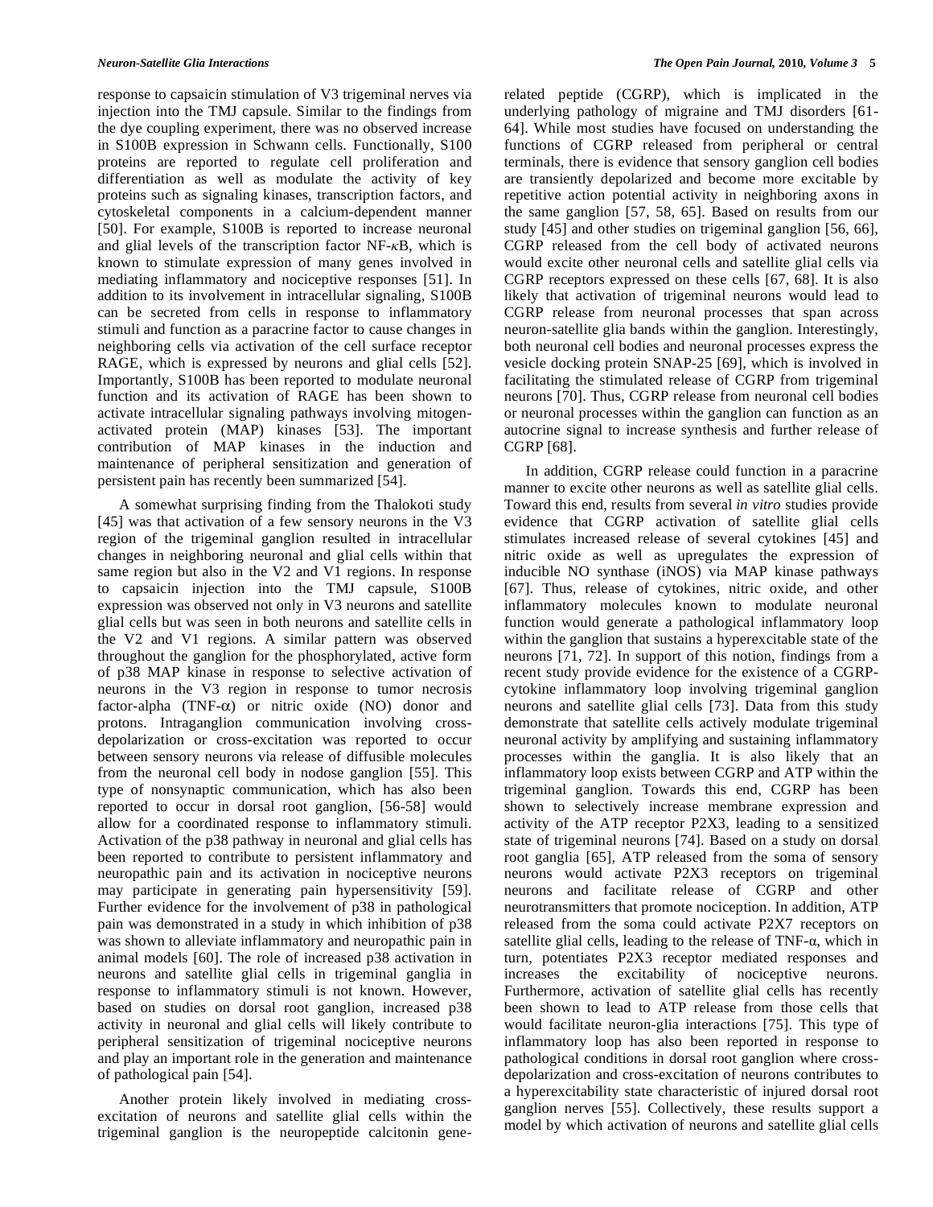response to capsaicin stimulation of V3 trigeminal nerves via injection into the TMJ capsule. Similar to the findings from the dye coupling experiment, there was no observed increase in S100B expression in Schwann cells. Functionally, S100 proteins are reported to regulate cell proliferation and differentiation as well as modulate the activity of key proteins such as signaling kinases, transcription factors, and cytoskeletal components in a calcium-dependent manner [50]. For example, S100B is reported to increase neuronal and glial levels of the transcription factor NF-$\kappa$B, which is known to stimulate expression of many genes involved in mediating inflammatory and nociceptive responses [51]. In addition to its involvement in intracellular signaling, S100B can be secreted from cells in response to inflammatory stimuli and function as a paracrine factor to cause changes in neighboring cells via activation of the cell surface receptor RAGE, which is expressed by neurons and glial cells [52]. Importantly, S100B has been reported to modulate neuronal function and its activation of RAGE has been shown to activate intracellular signaling pathways involving mitogen-activated protein (MAP) kinases [53]. The important contribution of MAP kinases in the induction and maintenance of peripheral sensitization and generation of persistent pain has recently been summarized [54].

A somewhat surprising finding from the Thalokoti study [45] was that activation of a few sensory neurons in the V3 region of the trigeminal ganglion resulted in intracellular changes in neighboring neuronal and glial cells within that same region but also in the V2 and V1 regions. In response to capsaicin injection into the TMJ capsule, S100B expression was observed not only in V3 neurons and satellite glial cells but was seen in both neurons and satellite cells in the V2 and V1 regions. A similar pattern was observed throughout the ganglion for the phosphorylated, active form of p38 MAP kinase in response to selective activation of neurons in the V3 region in response to tumor necrosis factor-alpha (TNF-$\alpha$) or nitric oxide (NO) donor and protons. Intraganglion communication involving cross-depolarization or cross-excitation was reported to occur between sensory neurons via release of diffusible molecules from the neuronal cell body in nodose ganglion [55]. This type of nonsynaptic communication, which has also been reported to occur in dorsal root ganglion, [56-58] would allow for a coordinated response to inflammatory stimuli. Activation of the p38 pathway in neuronal and glial cells has been reported to contribute to persistent inflammatory and neuropathic pain and its activation in nociceptive neurons may participate in generating pain hypersensitivity [59]. Further evidence for the involvement of p38 in pathological pain was demonstrated in a study in which inhibition of p38 was shown to alleviate inflammatory and neuropathic pain in animal models [60]. The role of increased p38 activation in neurons and satellite glial cells in trigeminal ganglia in response to inflammatory stimuli is not known. However, based on studies on dorsal root ganglion, increased p38 activity in neuronal and glial cells will likely contribute to peripheral sensitization of trigeminal nociceptive neurons and play an important role in the generation and maintenance of pathological pain [54].

Another protein likely involved in mediating cross-excitation of neurons and satellite glial cells within the trigeminal ganglion is the neuropeptide calcitonin gene-related peptide (CGRP), which is implicated in the underlying pathology of migraine and TMJ disorders [61-64]. While most studies have focused on understanding the functions of CGRP released from peripheral or central terminals, there is evidence that sensory ganglion cell bodies are transiently depolarized and become more excitable by repetitive action potential activity in neighboring axons in the same ganglion [57, 58, 65]. Based on results from our study [45] and other studies on trigeminal ganglion [56, 66], CGRP released from the cell body of activated neurons would excite other neuronal cells and satellite glial cells via CGRP receptors expressed on these cells [67, 68]. It is also likely that activation of trigeminal neurons would lead to CGRP release from neuronal processes that span across neuron-satellite glia bands within the ganglion. Interestingly, both neuronal cell bodies and neuronal processes express the vesicle docking protein SNAP-25 [69], which is involved in facilitating the stimulated release of CGRP from trigeminal neurons [70]. Thus, CGRP release from neuronal cell bodies or neuronal processes within the ganglion can function as an autocrine signal to increase synthesis and further release of CGRP [68].

In addition, CGRP release could function in a paracrine manner to excite other neurons as well as satellite glial cells. Toward this end, results from several *in vitro* studies provide evidence that CGRP activation of satellite glial cells stimulates increased release of several cytokines [45] and nitric oxide as well as upregulates the expression of inducible NO synthase (iNOS) via MAP kinase pathways [67]. Thus, release of cytokines, nitric oxide, and other inflammatory molecules known to modulate neuronal function would generate a pathological inflammatory loop within the ganglion that sustains a hyperexcitable state of the neurons [71, 72]. In support of this notion, findings from a recent study provide evidence for the existence of a CGRP-cytokine inflammatory loop involving trigeminal ganglion neurons and satellite glial cells [73]. Data from this study demonstrate that satellite cells actively modulate trigeminal neuronal activity by amplifying and sustaining inflammatory processes within the ganglia. It is also likely that an inflammatory loop exists between CGRP and ATP within the trigeminal ganglion. Towards this end, CGRP has been shown to selectively increase membrane expression and activity of the ATP receptor P2X3, leading to a sensitized state of trigeminal neurons [74]. Based on a study on dorsal root ganglia [65], ATP released from the soma of sensory neurons would activate P2X3 receptors on trigeminal neurons and facilitate release of CGRP and other neurotransmitters that promote nociception. In addition, ATP released from the soma could activate P2X7 receptors on satellite glial cells, leading to the release of TNF-$\alpha$, which in turn, potentiates P2X3 receptor mediated responses and increases the excitability of nociceptive neurons. Furthermore, activation of satellite glial cells has recently been shown to lead to ATP release from those cells that would facilitate neuron-glia interactions [75]. This type of inflammatory loop has also been reported in response to pathological conditions in dorsal root ganglion where cross-depolarization and cross-excitation of neurons contributes to a hyperexcitability state characteristic of injured dorsal root ganglion nerves [55]. Collectively, these results support a model by which activation of neurons and satellite glial cells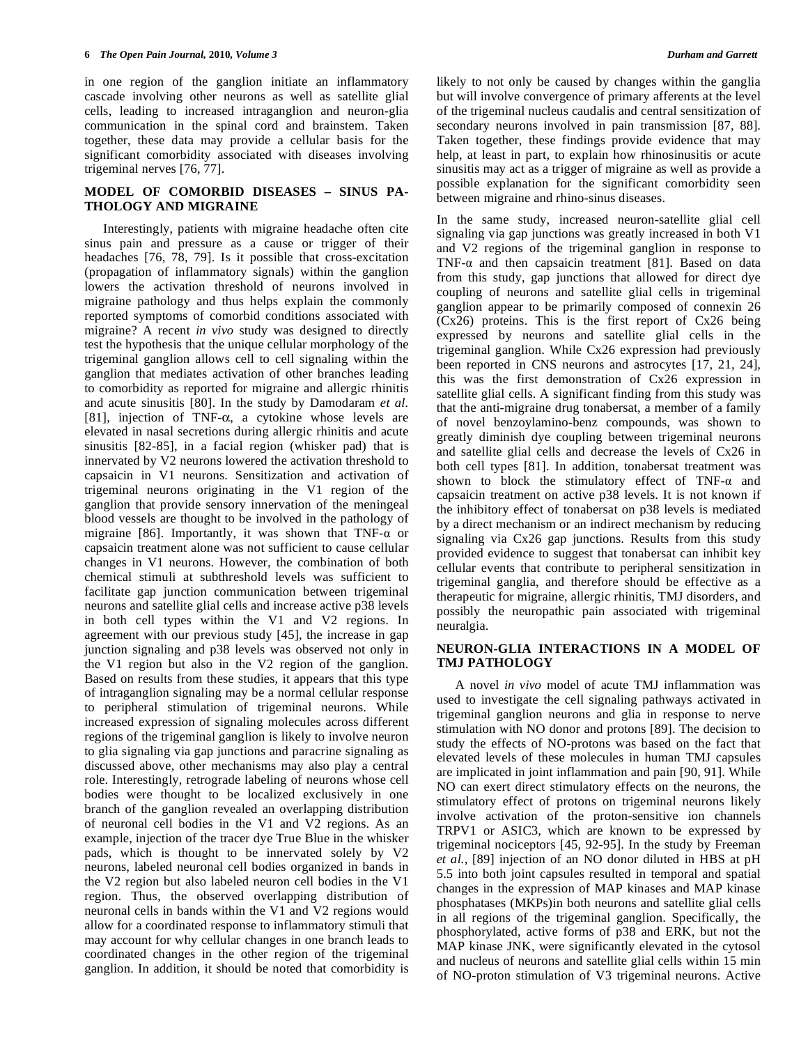in one region of the ganglion initiate an inflammatory cascade involving other neurons as well as satellite glial cells, leading to increased intraganglion and neuron-glia communication in the spinal cord and brainstem. Taken together, these data may provide a cellular basis for the significant comorbidity associated with diseases involving trigeminal nerves [76, 77].

## MODEL OF COMORBID DISEASES – SINUS PATHOLOGY AND MIGRAINE

Interestingly, patients with migraine headache often cite sinus pain and pressure as a cause or trigger of their headaches [76, 78, 79]. Is it possible that cross-excitation (propagation of inflammatory signals) within the ganglion lowers the activation threshold of neurons involved in migraine pathology and thus helps explain the commonly reported symptoms of comorbid conditions associated with migraine? A recent *in vivo* study was designed to directly test the hypothesis that the unique cellular morphology of the trigeminal ganglion allows cell to cell signaling within the ganglion that mediates activation of other branches leading to comorbidity as reported for migraine and allergic rhinitis and acute sinusitis [80]. In the study by Damodaram *et al.* [81], injection of TNF-α, a cytokine whose levels are elevated in nasal secretions during allergic rhinitis and acute sinusitis [82-85], in a facial region (whisker pad) that is innervated by V2 neurons lowered the activation threshold to capsaicin in V1 neurons. Sensitization and activation of trigeminal neurons originating in the V1 region of the ganglion that provide sensory innervation of the meningeal blood vessels are thought to be involved in the pathology of migraine [86]. Importantly, it was shown that TNF-α or capsaicin treatment alone was not sufficient to cause cellular changes in V1 neurons. However, the combination of both chemical stimuli at subthreshold levels was sufficient to facilitate gap junction communication between trigeminal neurons and satellite glial cells and increase active p38 levels in both cell types within the V1 and V2 regions. In agreement with our previous study [45], the increase in gap junction signaling and p38 levels was observed not only in the V1 region but also in the V2 region of the ganglion. Based on results from these studies, it appears that this type of intraganglion signaling may be a normal cellular response to peripheral stimulation of trigeminal neurons. While increased expression of signaling molecules across different regions of the trigeminal ganglion is likely to involve neuron to glia signaling via gap junctions and paracrine signaling as discussed above, other mechanisms may also play a central role. Interestingly, retrograde labeling of neurons whose cell bodies were thought to be localized exclusively in one branch of the ganglion revealed an overlapping distribution of neuronal cell bodies in the V1 and V2 regions. As an example, injection of the tracer dye True Blue in the whisker pads, which is thought to be innervated solely by V2 neurons, labeled neuronal cell bodies organized in bands in the V2 region but also labeled neuron cell bodies in the V1 region. Thus, the observed overlapping distribution of neuronal cells in bands within the V1 and V2 regions would allow for a coordinated response to inflammatory stimuli that may account for why cellular changes in one branch leads to coordinated changes in the other region of the trigeminal ganglion. In addition, it should be noted that comorbidity is likely to not only be caused by changes within the ganglia but will involve convergence of primary afferents at the level of the trigeminal nucleus caudalis and central sensitization of secondary neurons involved in pain transmission [87, 88]. Taken together, these findings provide evidence that may help, at least in part, to explain how rhinosinusitis or acute sinusitis may act as a trigger of migraine as well as provide a possible explanation for the significant comorbidity seen between migraine and rhino-sinus diseases.

In the same study, increased neuron-satellite glial cell signaling via gap junctions was greatly increased in both V1 and V2 regions of the trigeminal ganglion in response to TNF-α and then capsaicin treatment [81]. Based on data from this study, gap junctions that allowed for direct dye coupling of neurons and satellite glial cells in trigeminal ganglion appear to be primarily composed of connexin 26 (Cx26) proteins. This is the first report of Cx26 being expressed by neurons and satellite glial cells in the trigeminal ganglion. While Cx26 expression had previously been reported in CNS neurons and astrocytes [17, 21, 24], this was the first demonstration of Cx26 expression in satellite glial cells. A significant finding from this study was that the anti-migraine drug tonabersat, a member of a family of novel benzoylamino-benz compounds, was shown to greatly diminish dye coupling between trigeminal neurons and satellite glial cells and decrease the levels of Cx26 in both cell types [81]. In addition, tonabersat treatment was shown to block the stimulatory effect of TNF-α and capsaicin treatment on active p38 levels. It is not known if the inhibitory effect of tonabersat on p38 levels is mediated by a direct mechanism or an indirect mechanism by reducing signaling via Cx26 gap junctions. Results from this study provided evidence to suggest that tonabersat can inhibit key cellular events that contribute to peripheral sensitization in trigeminal ganglia, and therefore should be effective as a therapeutic for migraine, allergic rhinitis, TMJ disorders, and possibly the neuropathic pain associated with trigeminal neuralgia.

## NEURON-GLIA INTERACTIONS IN A MODEL OF TMJ PATHOLOGY

A novel *in vivo* model of acute TMJ inflammation was used to investigate the cell signaling pathways activated in trigeminal ganglion neurons and glia in response to nerve stimulation with NO donor and protons [89]. The decision to study the effects of NO-protons was based on the fact that elevated levels of these molecules in human TMJ capsules are implicated in joint inflammation and pain [90, 91]. While NO can exert direct stimulatory effects on the neurons, the stimulatory effect of protons on trigeminal neurons likely involve activation of the proton-sensitive ion channels TRPV1 or ASIC3, which are known to be expressed by trigeminal nociceptors [45, 92-95]. In the study by Freeman *et al.*, [89] injection of an NO donor diluted in HBS at pH 5.5 into both joint capsules resulted in temporal and spatial changes in the expression of MAP kinases and MAP kinase phosphatases (MKPs)in both neurons and satellite glial cells in all regions of the trigeminal ganglion. Specifically, the phosphorylated, active forms of p38 and ERK, but not the MAP kinase JNK, were significantly elevated in the cytosol and nucleus of neurons and satellite glial cells within 15 min of NO-proton stimulation of V3 trigeminal neurons. Active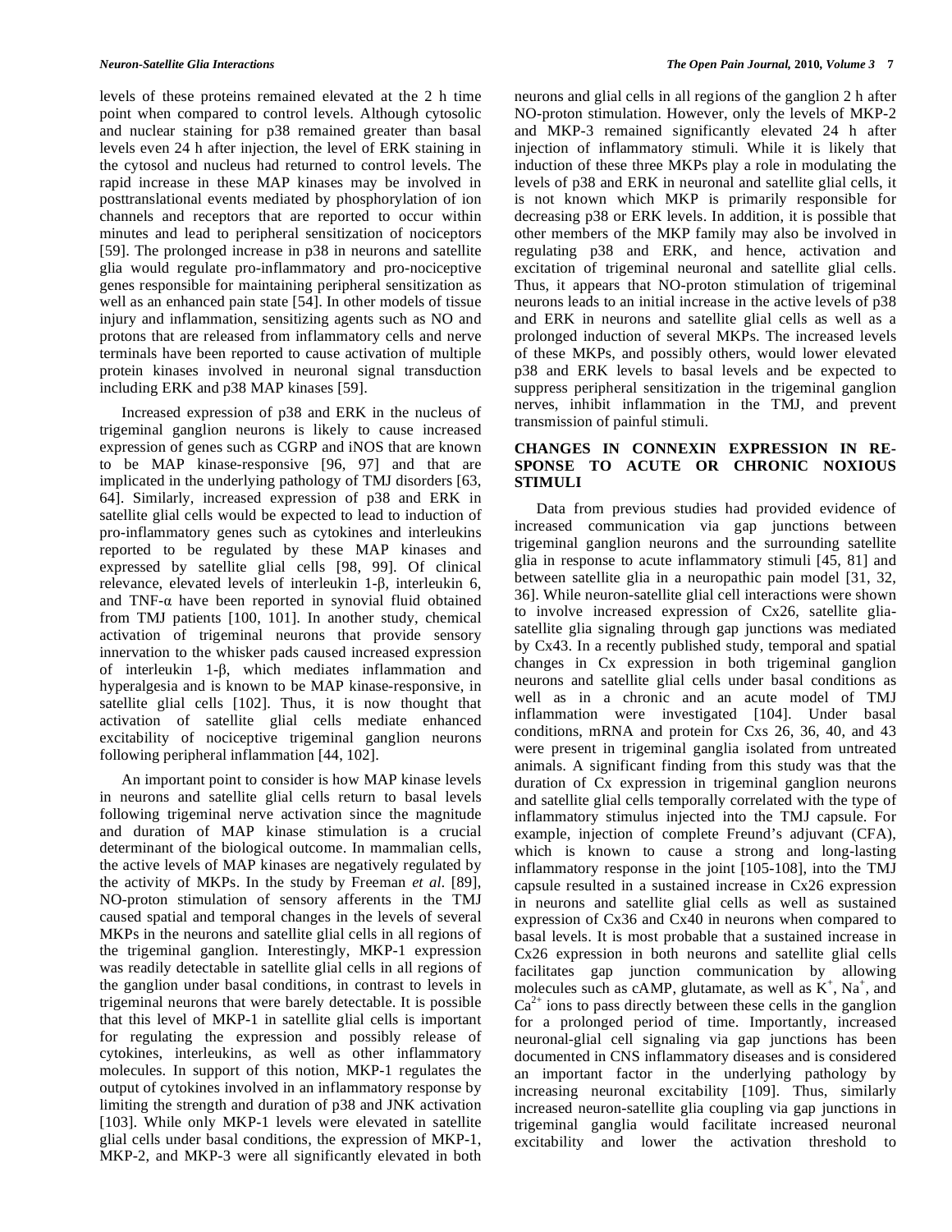levels of these proteins remained elevated at the 2 h time point when compared to control levels. Although cytosolic and nuclear staining for p38 remained greater than basal levels even 24 h after injection, the level of ERK staining in the cytosol and nucleus had returned to control levels. The rapid increase in these MAP kinases may be involved in posttranslational events mediated by phosphorylation of ion channels and receptors that are reported to occur within minutes and lead to peripheral sensitization of nociceptors [59]. The prolonged increase in p38 in neurons and satellite glia would regulate pro-inflammatory and pro-nociceptive genes responsible for maintaining peripheral sensitization as well as an enhanced pain state [54]. In other models of tissue injury and inflammation, sensitizing agents such as NO and protons that are released from inflammatory cells and nerve terminals have been reported to cause activation of multiple protein kinases involved in neuronal signal transduction including ERK and p38 MAP kinases [59].

Increased expression of p38 and ERK in the nucleus of trigeminal ganglion neurons is likely to cause increased expression of genes such as CGRP and iNOS that are known to be MAP kinase-responsive [96, 97] and that are implicated in the underlying pathology of TMJ disorders [63, 64]. Similarly, increased expression of p38 and ERK in satellite glial cells would be expected to lead to induction of pro-inflammatory genes such as cytokines and interleukins reported to be regulated by these MAP kinases and expressed by satellite glial cells [98, 99]. Of clinical relevance, elevated levels of interleukin 1-β, interleukin 6, and TNF-α have been reported in synovial fluid obtained from TMJ patients [100, 101]. In another study, chemical activation of trigeminal neurons that provide sensory innervation to the whisker pads caused increased expression of interleukin 1-β, which mediates inflammation and hyperalgesia and is known to be MAP kinase-responsive, in satellite glial cells [102]. Thus, it is now thought that activation of satellite glial cells mediate enhanced excitability of nociceptive trigeminal ganglion neurons following peripheral inflammation [44, 102].

An important point to consider is how MAP kinase levels in neurons and satellite glial cells return to basal levels following trigeminal nerve activation since the magnitude and duration of MAP kinase stimulation is a crucial determinant of the biological outcome. In mammalian cells, the active levels of MAP kinases are negatively regulated by the activity of MKPs. In the study by Freeman *et al*. [89], NO-proton stimulation of sensory afferents in the TMJ caused spatial and temporal changes in the levels of several MKPs in the neurons and satellite glial cells in all regions of the trigeminal ganglion. Interestingly, MKP-1 expression was readily detectable in satellite glial cells in all regions of the ganglion under basal conditions, in contrast to levels in trigeminal neurons that were barely detectable. It is possible that this level of MKP-1 in satellite glial cells is important for regulating the expression and possibly release of cytokines, interleukins, as well as other inflammatory molecules. In support of this notion, MKP-1 regulates the output of cytokines involved in an inflammatory response by limiting the strength and duration of p38 and JNK activation [103]. While only MKP-1 levels were elevated in satellite glial cells under basal conditions, the expression of MKP-1, MKP-2, and MKP-3 were all significantly elevated in both neurons and glial cells in all regions of the ganglion 2 h after NO-proton stimulation. However, only the levels of MKP-2 and MKP-3 remained significantly elevated 24 h after injection of inflammatory stimuli. While it is likely that induction of these three MKPs play a role in modulating the levels of p38 and ERK in neuronal and satellite glial cells, it is not known which MKP is primarily responsible for decreasing p38 or ERK levels. In addition, it is possible that other members of the MKP family may also be involved in regulating p38 and ERK, and hence, activation and excitation of trigeminal neuronal and satellite glial cells. Thus, it appears that NO-proton stimulation of trigeminal neurons leads to an initial increase in the active levels of p38 and ERK in neurons and satellite glial cells as well as a prolonged induction of several MKPs. The increased levels of these MKPs, and possibly others, would lower elevated p38 and ERK levels to basal levels and be expected to suppress peripheral sensitization in the trigeminal ganglion nerves, inhibit inflammation in the TMJ, and prevent transmission of painful stimuli.

## CHANGES IN CONNEXIN EXPRESSION IN RESPONSE TO ACUTE OR CHRONIC NOXIOUS STIMULI

Data from previous studies had provided evidence of increased communication via gap junctions between trigeminal ganglion neurons and the surrounding satellite glia in response to acute inflammatory stimuli [45, 81] and between satellite glia in a neuropathic pain model [31, 32, 36]. While neuron-satellite glial cell interactions were shown to involve increased expression of Cx26, satellite glia-satellite glia signaling through gap junctions was mediated by Cx43. In a recently published study, temporal and spatial changes in Cx expression in both trigeminal ganglion neurons and satellite glial cells under basal conditions as well as in a chronic and an acute model of TMJ inflammation were investigated [104]. Under basal conditions, mRNA and protein for Cxs 26, 36, 40, and 43 were present in trigeminal ganglia isolated from untreated animals. A significant finding from this study was that the duration of Cx expression in trigeminal ganglion neurons and satellite glial cells temporally correlated with the type of inflammatory stimulus injected into the TMJ capsule. For example, injection of complete Freund's adjuvant (CFA), which is known to cause a strong and long-lasting inflammatory response in the joint [105-108], into the TMJ capsule resulted in a sustained increase in Cx26 expression in neurons and satellite glial cells as well as sustained expression of Cx36 and Cx40 in neurons when compared to basal levels. It is most probable that a sustained increase in Cx26 expression in both neurons and satellite glial cells facilitates gap junction communication by allowing molecules such as cAMP, glutamate, as well as $K^+$, $Na^+$, and $Ca^{2+}$ ions to pass directly between these cells in the ganglion for a prolonged period of time. Importantly, increased neuronal-glial cell signaling via gap junctions has been documented in CNS inflammatory diseases and is considered an important factor in the underlying pathology by increasing neuronal excitability [109]. Thus, similarly increased neuron-satellite glia coupling via gap junctions in trigeminal ganglia would facilitate increased neuronal excitability and lower the activation threshold to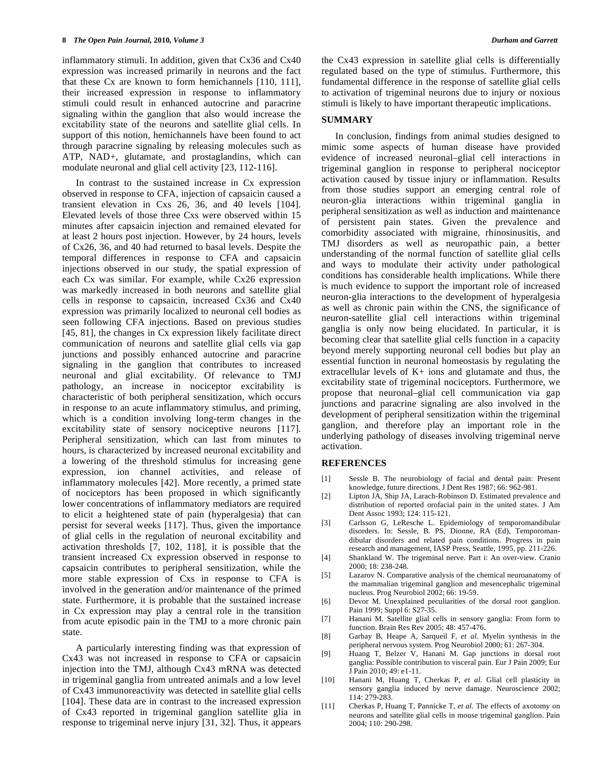inflammatory stimuli. In addition, given that Cx36 and Cx40 expression was increased primarily in neurons and the fact that these Cx are known to form hemichannels [110, 111], their increased expression in response to inflammatory stimuli could result in enhanced autocrine and paracrine signaling within the ganglion that also would increase the excitability state of the neurons and satellite glial cells. In support of this notion, hemichannels have been found to act through paracrine signaling by releasing molecules such as ATP, NAD+, glutamate, and prostaglandins, which can modulate neuronal and glial cell activity [23, 112-116].

In contrast to the sustained increase in Cx expression observed in response to CFA, injection of capsaicin caused a transient elevation in Cxs 26, 36, and 40 levels [104]. Elevated levels of those three Cxs were observed within 15 minutes after capsaicin injection and remained elevated for at least 2 hours post injection. However, by 24 hours, levels of Cx26, 36, and 40 had returned to basal levels. Despite the temporal differences in response to CFA and capsaicin injections observed in our study, the spatial expression of each Cx was similar. For example, while Cx26 expression was markedly increased in both neurons and satellite glial cells in response to capsaicin, increased Cx36 and Cx40 expression was primarily localized to neuronal cell bodies as seen following CFA injections. Based on previous studies [45, 81], the changes in Cx expression likely facilitate direct communication of neurons and satellite glial cells via gap junctions and possibly enhanced autocrine and paracrine signaling in the ganglion that contributes to increased neuronal and glial excitability. Of relevance to TMJ pathology, an increase in nociceptor excitability is characteristic of both peripheral sensitization, which occurs in response to an acute inflammatory stimulus, and priming, which is a condition involving long-term changes in the excitability state of sensory nociceptive neurons [117]. Peripheral sensitization, which can last from minutes to hours, is characterized by increased neuronal excitability and a lowering of the threshold stimulus for increasing gene expression, ion channel activities, and release of inflammatory molecules [42]. More recently, a primed state of nociceptors has been proposed in which significantly lower concentrations of inflammatory mediators are required to elicit a heightened state of pain (hyperalgesia) that can persist for several weeks [117]. Thus, given the importance of glial cells in the regulation of neuronal excitability and activation thresholds [7, 102, 118], it is possible that the transient increased Cx expression observed in response to capsaicin contributes to peripheral sensitization, while the more stable expression of Cxs in response to CFA is involved in the generation and/or maintenance of the primed state. Furthermore, it is probable that the sustained increase in Cx expression may play a central role in the transition from acute episodic pain in the TMJ to a more chronic pain state.

A particularly interesting finding was that expression of Cx43 was not increased in response to CFA or capsaicin injection into the TMJ, although Cx43 mRNA was detected in trigeminal ganglia from untreated animals and a low level of Cx43 immunoreactivity was detected in satellite glial cells [104]. These data are in contrast to the increased expression of Cx43 reported in trigeminal ganglion satellite glia in response to trigeminal nerve injury [31, 32]. Thus, it appears the Cx43 expression in satellite glial cells is differentially regulated based on the type of stimulus. Furthermore, this fundamental difference in the response of satellite glial cells to activation of trigeminal neurons due to injury or noxious stimuli is likely to have important therapeutic implications.

## SUMMARY

In conclusion, findings from animal studies designed to mimic some aspects of human disease have provided evidence of increased neuronal–glial cell interactions in trigeminal ganglion in response to peripheral nociceptor activation caused by tissue injury or inflammation. Results from those studies support an emerging central role of neuron-glia interactions within trigeminal ganglia in peripheral sensitization as well as induction and maintenance of persistent pain states. Given the prevalence and comorbidity associated with migraine, rhinosinusitis, and TMJ disorders as well as neuropathic pain, a better understanding of the normal function of satellite glial cells and ways to modulate their activity under pathological conditions has considerable health implications. While there is much evidence to support the important role of increased neuron-glia interactions to the development of hyperalgesia as well as chronic pain within the CNS, the significance of neuron-satellite glial cell interactions within trigeminal ganglia is only now being elucidated. In particular, it is becoming clear that satellite glial cells function in a capacity beyond merely supporting neuronal cell bodies but play an essential function in neuronal homeostasis by regulating the extracellular levels of K+ ions and glutamate and thus, the excitability state of trigeminal nociceptors. Furthermore, we propose that neuronal–glial cell communication via gap junctions and paracrine signaling are also involved in the development of peripheral sensitization within the trigeminal ganglion, and therefore play an important role in the underlying pathology of diseases involving trigeminal nerve activation.

## REFERENCES

[1] Sessle B. The neurobiology of facial and dental pain: Present knowledge, future directions. J Dent Res 1987; 66: 962-981.

[2] Lipton JA, Ship JA, Larach-Robinson D. Estimated prevalence and distribution of reported orofacial pain in the united states. J Am Dent Assoc 1993; 124: 115-121.

[3] Carlsson G, LeResche L. Epidemiology of temporomandibular disorders. In: Sessle, B. PS, Dionne, RA (Ed), Temporomandibular disorders and related pain conditions. Progress in pain research and management, IASP Press, Seattle, 1995, pp. 211-226.

[4] Shankland W. The trigeminal nerve. Part i: An over-view. Cranio 2000; 18: 238-248.

[5] Lazarov N. Comparative analysis of the chemical neuroanatomy of the mammalian trigeminal ganglion and mesencephalic trigeminal nucleus. Prog Neurobiol 2002; 66: 19-59.

[6] Devor M. Unexplained peculiarities of the dorsal root ganglion. Pain 1999; Suppl 6: S27-35.

[7] Hanani M. Satellite glial cells in sensory ganglia: From form to function. Brain Res Rev 2005; 48: 457-476.

[8] Garbay B, Heape A, Sarqueil F, *et al.* Myelin synthesis in the peripheral nervous system. Prog Neurobiol 2000; 61: 267-304.

[9] Huang T, Belzer V, Hanani M. Gap junctions in dorsal root ganglia: Possible contribution to visceral pain. Eur J Pain 2009; Eur J Pain 2010; 49: e1-11.

[10] Hanani M, Huang T, Cherkas P, *et al.* Glial cell plasticity in sensory ganglia induced by nerve damage. Neuroscience 2002; 114: 279-283.

[11] Cherkas P, Huang T, Pannicke T, *et al.* The effects of axotomy on neurons and satellite glial cells in mouse trigeminal ganglion. Pain 2004; 110: 290-298.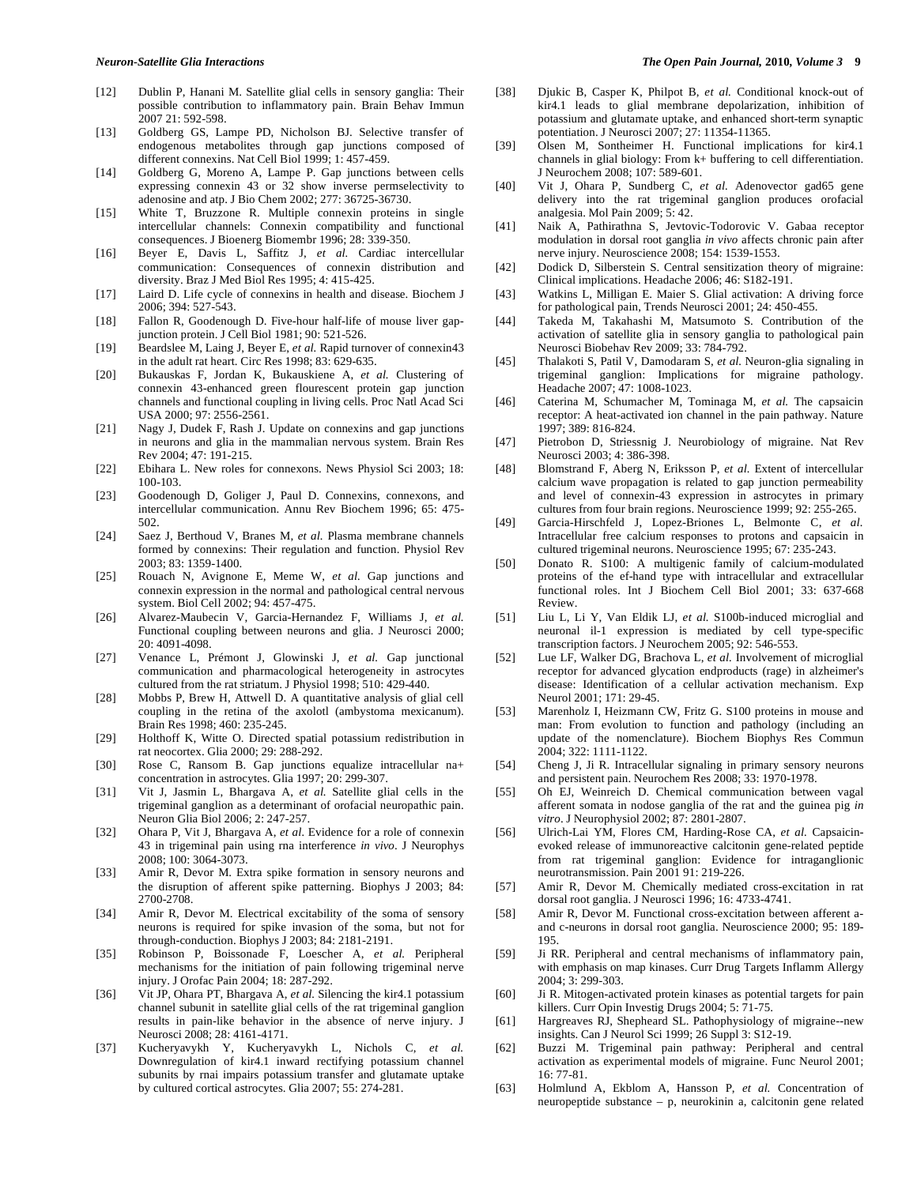[12] Dublin P, Hanani M. Satellite glial cells in sensory ganglia: Their possible contribution to inflammatory pain. Brain Behav Immun 2007 21: 592-598.

[13] Goldberg GS, Lampe PD, Nicholson BJ. Selective transfer of endogenous metabolites through gap junctions composed of different connexins. Nat Cell Biol 1999; 1: 457-459.

[14] Goldberg G, Moreno A, Lampe P. Gap junctions between cells expressing connexin 43 or 32 show inverse permselectivity to adenosine and atp. J Bio Chem 2002; 277: 36725-36730.

[15] White T, Bruzzone R. Multiple connexin proteins in single intercellular channels: Connexin compatibility and functional consequences. J Bioenerg Biomembr 1996; 28: 339-350.

[16] Beyer E, Davis L, Saffitz J, *et al.* Cardiac intercellular communication: Consequences of connexin distribution and diversity. Braz J Med Biol Res 1995; 4: 415-425.

[17] Laird D. Life cycle of connexins in health and disease. Biochem J 2006; 394: 527-543.

[18] Fallon R, Goodenough D. Five-hour half-life of mouse liver gap-junction protein. J Cell Biol 1981; 90: 521-526.

[19] Beardslee M, Laing J, Beyer E, *et al.* Rapid turnover of connexin43 in the adult rat heart. Circ Res 1998; 83: 629-635.

[20] Bukauskas F, Jordan K, Bukauskiene A, *et al.* Clustering of connexin 43-enhanced green flourescent protein gap junction channels and functional coupling in living cells. Proc Natl Acad Sci USA 2000; 97: 2556-2561.

[21] Nagy J, Dudek F, Rash J. Update on connexins and gap junctions in neurons and glia in the mammalian nervous system. Brain Res Rev 2004; 47: 191-215.

[22] Ebihara L. New roles for connexons. News Physiol Sci 2003; 18: 100-103.

[23] Goodenough D, Goliger J, Paul D. Connexins, connexons, and intercellular communication. Annu Rev Biochem 1996; 65: 475-502.

[24] Saez J, Berthoud V, Branes M, *et al.* Plasma membrane channels formed by connexins: Their regulation and function. Physiol Rev 2003; 83: 1359-1400.

[25] Rouach N, Avignone E, Meme W, *et al.* Gap junctions and connexin expression in the normal and pathological central nervous system. Biol Cell 2002; 94: 457-475.

[26] Alvarez-Maubecin V, Garcia-Hernandez F, Williams J, *et al.* Functional coupling between neurons and glia. J Neurosci 2000; 20: 4091-4098.

[27] Venance L, Prémont J, Glowinski J, *et al.* Gap junctional communication and pharmacological heterogeneity in astrocytes cultured from the rat striatum. J Physiol 1998; 510: 429-440.

[28] Mobbs P, Brew H, Attwell D. A quantitative analysis of glial cell coupling in the retina of the axolotl (ambystoma mexicanum). Brain Res 1998; 460: 235-245.

[29] Holthoff K, Witte O. Directed spatial potassium redistribution in rat neocortex. Glia 2000; 29: 288-292.

[30] Rose C, Ransom B. Gap junctions equalize intracellular na+ concentration in astrocytes. Glia 1997; 20: 299-307.

[31] Vit J, Jasmin L, Bhargava A, *et al.* Satellite glial cells in the trigeminal ganglion as a determinant of orofacial neuropathic pain. Neuron Glia Biol 2006; 2: 247-257.

[32] Ohara P, Vit J, Bhargava A, *et al.* Evidence for a role of connexin 43 in trigeminal pain using rna interference *in vivo*. J Neurophys 2008; 100: 3064-3073.

[33] Amir R, Devor M. Extra spike formation in sensory neurons and the disruption of afferent spike patterning. Biophys J 2003; 84: 2700-2708.

[34] Amir R, Devor M. Electrical excitability of the soma of sensory neurons is required for spike invasion of the soma, but not for through-conduction. Biophys J 2003; 84: 2181-2191.

[35] Robinson P, Boissonade F, Loescher A, *et al.* Peripheral mechanisms for the initiation of pain following trigeminal nerve injury. J Orofac Pain 2004; 18: 287-292.

[36] Vit JP, Ohara PT, Bhargava A, *et al.* Silencing the kir4.1 potassium channel subunit in satellite glial cells of the rat trigeminal ganglion results in pain-like behavior in the absence of nerve injury. J Neurosci 2008; 28: 4161-4171.

[37] Kucheryavykh Y, Kucheryavykh L, Nichols C, *et al.* Downregulation of kir4.1 inward rectifying potassium channel subunits by rnai impairs potassium transfer and glutamate uptake by cultured cortical astrocytes. Glia 2007; 55: 274-281.

[38] Djukic B, Casper K, Philpot B, *et al.* Conditional knock-out of kir4.1 leads to glial membrane depolarization, inhibition of potassium and glutamate uptake, and enhanced short-term synaptic potentiation. J Neurosci 2007; 27: 11354-11365.

[39] Olsen M, Sontheimer H. Functional implications for kir4.1 channels in glial biology: From k+ buffering to cell differentiation. J Neurochem 2008; 107: 589-601.

[40] Vit J, Ohara P, Sundberg C, *et al.* Adenovector gad65 gene delivery into the rat trigeminal ganglion produces orofacial analgesia. Mol Pain 2009; 5: 42.

[41] Naik A, Pathirathna S, Jevtovic-Todorovic V. Gabaa receptor modulation in dorsal root ganglia *in vivo* affects chronic pain after nerve injury. Neuroscience 2008; 154: 1539-1553.

[42] Dodick D, Silberstein S. Central sensitization theory of migraine: Clinical implications. Headache 2006; 46: S182-191.

[43] Watkins L, Milligan E. Maier S. Glial activation: A driving force for pathological pain, Trends Neurosci 2001; 24: 450-455.

[44] Takeda M, Takahashi M, Matsumoto S. Contribution of the activation of satellite glia in sensory ganglia to pathological pain Neurosci Biobehav Rev 2009; 33: 784-792.

[45] Thalakoti S, Patil V, Damodaram S, *et al.* Neuron-glia signaling in trigeminal ganglion: Implications for migraine pathology. Headache 2007; 47: 1008-1023.

[46] Caterina M, Schumacher M, Tominaga M, *et al.* The capsaicin receptor: A heat-activated ion channel in the pain pathway. Nature 1997; 389: 816-824.

[47] Pietrobon D, Striessnig J. Neurobiology of migraine. Nat Rev Neurosci 2003; 4: 386-398.

[48] Blomstrand F, Aberg N, Eriksson P, *et al.* Extent of intercellular calcium wave propagation is related to gap junction permeability and level of connexin-43 expression in astrocytes in primary cultures from four brain regions. Neuroscience 1999; 92: 255-265.

[49] Garcia-Hirschfeld J, Lopez-Briones L, Belmonte C, *et al.* Intracellular free calcium responses to protons and capsaicin in cultured trigeminal neurons. Neuroscience 1995; 67: 235-243.

[50] Donato R. S100: A multigenic family of calcium-modulated proteins of the ef-hand type with intracellular and extracellular functional roles. Int J Biochem Cell Biol 2001; 33: 637-668 Review.

[51] Liu L, Li Y, Van Eldik LJ, *et al.* S100b-induced microglial and neuronal il-1 expression is mediated by cell type-specific transcription factors. J Neurochem 2005; 92: 546-553.

[52] Lue LF, Walker DG, Brachova L, *et al.* Involvement of microglial receptor for advanced glycation endproducts (rage) in alzheimer's disease: Identification of a cellular activation mechanism. Exp Neurol 2001; 171: 29-45.

[53] Marenholz I, Heizmann CW, Fritz G. S100 proteins in mouse and man: From evolution to function and pathology (including an update of the nomenclature). Biochem Biophys Res Commun 2004; 322: 1111-1122.

[54] Cheng J, Ji R. Intracellular signaling in primary sensory neurons and persistent pain. Neurochem Res 2008; 33: 1970-1978.

[55] Oh EJ, Weinreich D. Chemical communication between vagal afferent somata in nodose ganglia of the rat and the guinea pig *in vitro*. J Neurophysiol 2002; 87: 2801-2807.

[56] Ulrich-Lai YM, Flores CM, Harding-Rose CA, *et al.* Capsaicin-evoked release of immunoreactive calcitonin gene-related peptide from rat trigeminal ganglion: Evidence for intraganglionic neurotransmission. Pain 2001 91: 219-226.

[57] Amir R, Devor M. Chemically mediated cross-excitation in rat dorsal root ganglia. J Neurosci 1996; 16: 4733-4741.

[58] Amir R, Devor M. Functional cross-excitation between afferent a- and c-neurons in dorsal root ganglia. Neuroscience 2000; 95: 189-195.

[59] Ji RR. Peripheral and central mechanisms of inflammatory pain, with emphasis on map kinases. Curr Drug Targets Inflamm Allergy 2004; 3: 299-303.

[60] Ji R. Mitogen-activated protein kinases as potential targets for pain killers. Curr Opin Investig Drugs 2004; 5: 71-75.

[61] Hargreaves RJ, Shepheard SL. Pathophysiology of migraine--new insights. Can J Neurol Sci 1999; 26 Suppl 3: S12-19.

[62] Buzzi M. Trigeminal pain pathway: Peripheral and central activation as experimental models of migraine. Func Neurol 2001; 16: 77-81.

[63] Holmlund A, Ekblom A, Hansson P, *et al.* Concentration of neuropeptide substance – p, neurokinin a, calcitonin gene related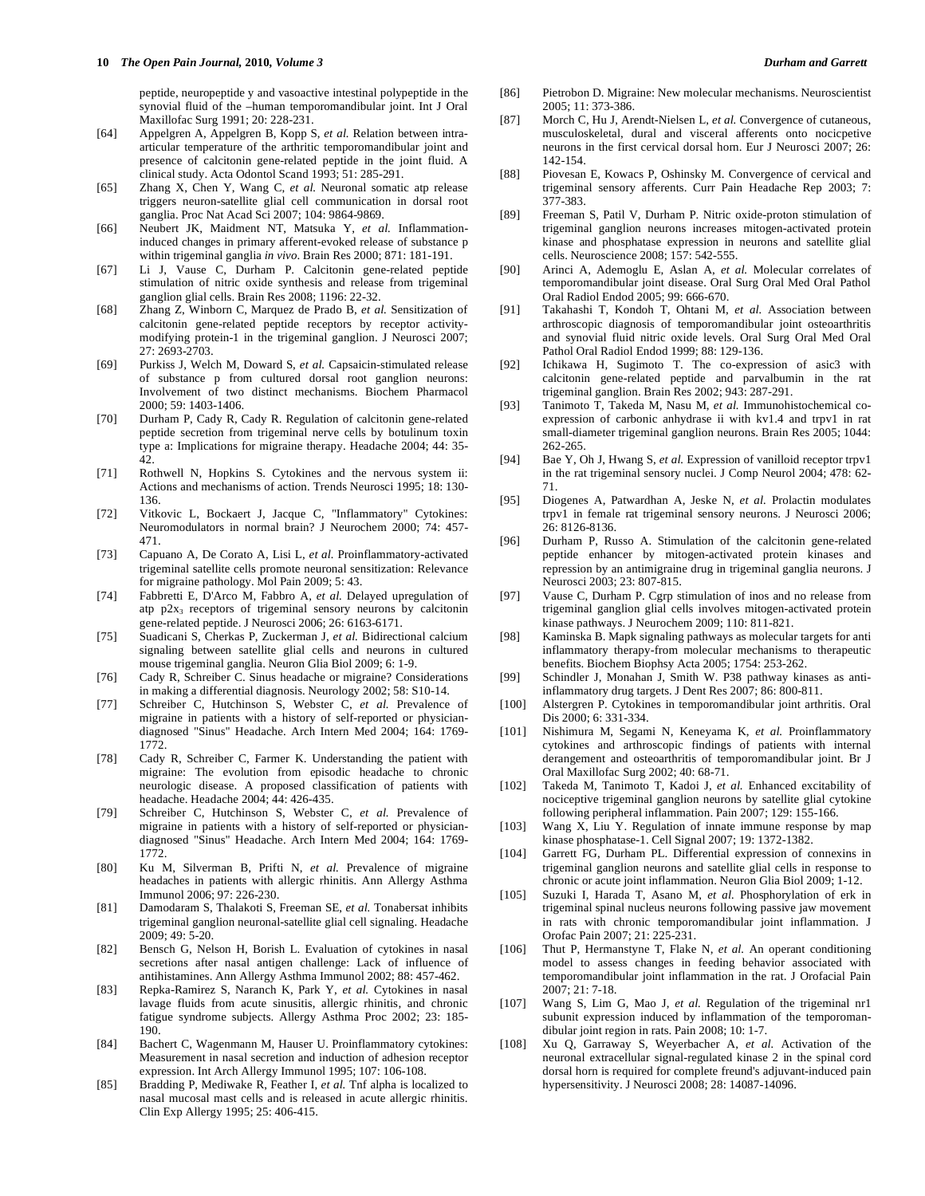peptide, neuropeptide y and vasoactive intestinal polypeptide in the synovial fluid of the –human temporomandibular joint. Int J Oral Maxillofac Surg 1991; 20: 228-231.

[64] Appelgren A, Appelgren B, Kopp S, *et al.* Relation between intra-articular temperature of the arthritic temporomandibular joint and presence of calcitonin gene-related peptide in the joint fluid. A clinical study. Acta Odontol Scand 1993; 51: 285-291.

[65] Zhang X, Chen Y, Wang C, *et al.* Neuronal somatic atp release triggers neuron-satellite glial cell communication in dorsal root ganglia. Proc Nat Acad Sci 2007; 104: 9864-9869.

[66] Neubert JK, Maidment NT, Matsuka Y, *et al.* Inflammation-induced changes in primary afferent-evoked release of substance p within trigeminal ganglia *in vivo*. Brain Res 2000; 871: 181-191.

[67] Li J, Vause C, Durham P. Calcitonin gene-related peptide stimulation of nitric oxide synthesis and release from trigeminal ganglion glial cells. Brain Res 2008; 1196: 22-32.

[68] Zhang Z, Winborn C, Marquez de Prado B, *et al.* Sensitization of calcitonin gene-related peptide receptors by receptor activity-modifying protein-1 in the trigeminal ganglion. J Neurosci 2007; 27: 2693-2703.

[69] Purkiss J, Welch M, Doward S, *et al.* Capsaicin-stimulated release of substance p from cultured dorsal root ganglion neurons: Involvement of two distinct mechanisms. Biochem Pharmacol 2000; 59: 1403-1406.

[70] Durham P, Cady R, Cady R. Regulation of calcitonin gene-related peptide secretion from trigeminal nerve cells by botulinum toxin type a: Implications for migraine therapy. Headache 2004; 44: 35-42.

[71] Rothwell N, Hopkins S. Cytokines and the nervous system ii: Actions and mechanisms of action. Trends Neurosci 1995; 18: 130-136.

[72] Vitkovic L, Bockaert J, Jacque C, "Inflammatory" Cytokines: Neuromodulators in normal brain? J Neurochem 2000; 74: 457-471.

[73] Capuano A, De Corato A, Lisi L, *et al.* Proinflammatory-activated trigeminal satellite cells promote neuronal sensitization: Relevance for migraine pathology. Mol Pain 2009; 5: 43.

[74] Fabbretti E, D'Arco M, Fabbro A, *et al.* Delayed upregulation of atp $p2x_3$ receptors of trigeminal sensory neurons by calcitonin gene-related peptide. J Neurosci 2006; 26: 6163-6171.

[75] Suadicani S, Cherkas P, Zuckerman J, *et al.* Bidirectional calcium signaling between satellite glial cells and neurons in cultured mouse trigeminal ganglia. Neuron Glia Biol 2009; 6: 1-9.

[76] Cady R, Schreiber C. Sinus headache or migraine? Considerations in making a differential diagnosis. Neurology 2002; 58: S10-14.

[77] Schreiber C, Hutchinson S, Webster C, *et al.* Prevalence of migraine in patients with a history of self-reported or physician-diagnosed "Sinus" Headache. Arch Intern Med 2004; 164: 1769-1772.

[78] Cady R, Schreiber C, Farmer K. Understanding the patient with migraine: The evolution from episodic headache to chronic neurologic disease. A proposed classification of patients with headache. Headache 2004; 44: 426-435.

[79] Schreiber C, Hutchinson S, Webster C, *et al.* Prevalence of migraine in patients with a history of self-reported or physician-diagnosed "Sinus" Headache. Arch Intern Med 2004; 164: 1769-1772.

[80] Ku M, Silverman B, Prifti N, *et al.* Prevalence of migraine headaches in patients with allergic rhinitis. Ann Allergy Asthma Immunol 2006; 97: 226-230.

[81] Damodaram S, Thalakoti S, Freeman SE, *et al.* Tonabersat inhibits trigeminal ganglion neuronal-satellite glial cell signaling. Headache 2009; 49: 5-20.

[82] Bensch G, Nelson H, Borish L. Evaluation of cytokines in nasal secretions after nasal antigen challenge: Lack of influence of antihistamines. Ann Allergy Asthma Immunol 2002; 88: 457-462.

[83] Repka-Ramirez S, Naranch K, Park Y, *et al.* Cytokines in nasal lavage fluids from acute sinusitis, allergic rhinitis, and chronic fatigue syndrome subjects. Allergy Asthma Proc 2002; 23: 185-190.

[84] Bachert C, Wagenmann M, Hauser U. Proinflammatory cytokines: Measurement in nasal secretion and induction of adhesion receptor expression. Int Arch Allergy Immunol 1995; 107: 106-108.

[85] Bradding P, Mediwake R, Feather I, *et al.* Tnf alpha is localized to nasal mucosal mast cells and is released in acute allergic rhinitis. Clin Exp Allergy 1995; 25: 406-415.

[86] Pietrobon D. Migraine: New molecular mechanisms. Neuroscientist 2005; 11: 373-386.

[87] Morch C, Hu J, Arendt-Nielsen L, *et al.* Convergence of cutaneous, musculoskeletal, dural and visceral afferents onto nocicpetive neurons in the first cervical dorsal horn. Eur J Neurosci 2007; 26: 142-154.

[88] Piovesan E, Kowacs P, Oshinsky M. Convergence of cervical and trigeminal sensory afferents. Curr Pain Headache Rep 2003; 7: 377-383.

[89] Freeman S, Patil V, Durham P. Nitric oxide-proton stimulation of trigeminal ganglion neurons increases mitogen-activated protein kinase and phosphatase expression in neurons and satellite glial cells. Neuroscience 2008; 157: 542-555.

[90] Arinci A, Ademoglu E, Aslan A, *et al.* Molecular correlates of temporomandibular joint disease. Oral Surg Oral Med Oral Pathol Oral Radiol Endod 2005; 99: 666-670.

[91] Takahashi T, Kondoh T, Ohtani M, *et al.* Association between arthroscopic diagnosis of temporomandibular joint osteoarthritis and synovial fluid nitric oxide levels. Oral Surg Oral Med Oral Pathol Oral Radiol Endod 1999; 88: 129-136.

[92] Ichikawa H, Sugimoto T. The co-expression of asic3 with calcitonin gene-related peptide and parvalbumin in the rat trigeminal ganglion. Brain Res 2002; 943: 287-291.

[93] Tanimoto T, Takeda M, Nasu M, *et al.* Immunohistochemical co-expression of carbonic anhydrase ii with kv1.4 and trpv1 in rat small-diameter trigeminal ganglion neurons. Brain Res 2005; 1044: 262-265.

[94] Bae Y, Oh J, Hwang S, *et al.* Expression of vanilloid receptor trpv1 in the rat trigeminal sensory nuclei. J Comp Neurol 2004; 478: 62-71.

[95] Diogenes A, Patwardhan A, Jeske N, *et al.* Prolactin modulates trpv1 in female rat trigeminal sensory neurons. J Neurosci 2006; 26: 8126-8136.

[96] Durham P, Russo A. Stimulation of the calcitonin gene-related peptide enhancer by mitogen-activated protein kinases and repression by an antimigraine drug in trigeminal ganglia neurons. J Neurosci 2003; 23: 807-815.

[97] Vause C, Durham P. Cgrp stimulation of inos and no release from trigeminal ganglion glial cells involves mitogen-activated protein kinase pathways. J Neurochem 2009; 110: 811-821.

[98] Kaminska B. Mapk signaling pathways as molecular targets for anti inflammatory therapy-from molecular mechanisms to therapeutic benefits. Biochem Biophsy Acta 2005; 1754: 253-262.

[99] Schindler J, Monahan J, Smith W. P38 pathway kinases as anti-inflammatory drug targets. J Dent Res 2007; 86: 800-811.

[100] Alstergren P. Cytokines in temporomandibular joint arthritis. Oral Dis 2000; 6: 331-334.

[101] Nishimura M, Segami N, Keneyama K, *et al.* Proinflammatory cytokines and arthroscopic findings of patients with internal derangement and osteoarthritis of temporomandibular joint. Br J Oral Maxillofac Surg 2002; 40: 68-71.

[102] Takeda M, Tanimoto T, Kadoi J, *et al.* Enhanced excitability of nociceptive trigeminal ganglion neurons by satellite glial cytokine following peripheral inflammation. Pain 2007; 129: 155-166.

[103] Wang X, Liu Y. Regulation of innate immune response by map kinase phosphatase-1. Cell Signal 2007; 19: 1372-1382.

[104] Garrett FG, Durham PL. Differential expression of connexins in trigeminal ganglion neurons and satellite glial cells in response to chronic or acute joint inflammation. Neuron Glia Biol 2009; 1-12.

[105] Suzuki I, Harada T, Asano M, *et al.* Phosphorylation of erk in trigeminal spinal nucleus neurons following passive jaw movement in rats with chronic temporomandibular joint inflammation. J Orofac Pain 2007; 21: 225-231.

[106] Thut P, Hermanstyne T, Flake N, *et al.* An operant conditioning model to assess changes in feeding behavior associated with temporomandibular joint inflammation in the rat. J Orofacial Pain 2007; 21: 7-18.

[107] Wang S, Lim G, Mao J, *et al.* Regulation of the trigeminal nr1 subunit expression induced by inflammation of the temporomandibular joint region in rats. Pain 2008; 10: 1-7.

[108] Xu Q, Garraway S, Weyerbacher A, *et al.* Activation of the neuronal extracellular signal-regulated kinase 2 in the spinal cord dorsal horn is required for complete freund's adjuvant-induced pain hypersensitivity. J Neurosci 2008; 28: 14087-14096.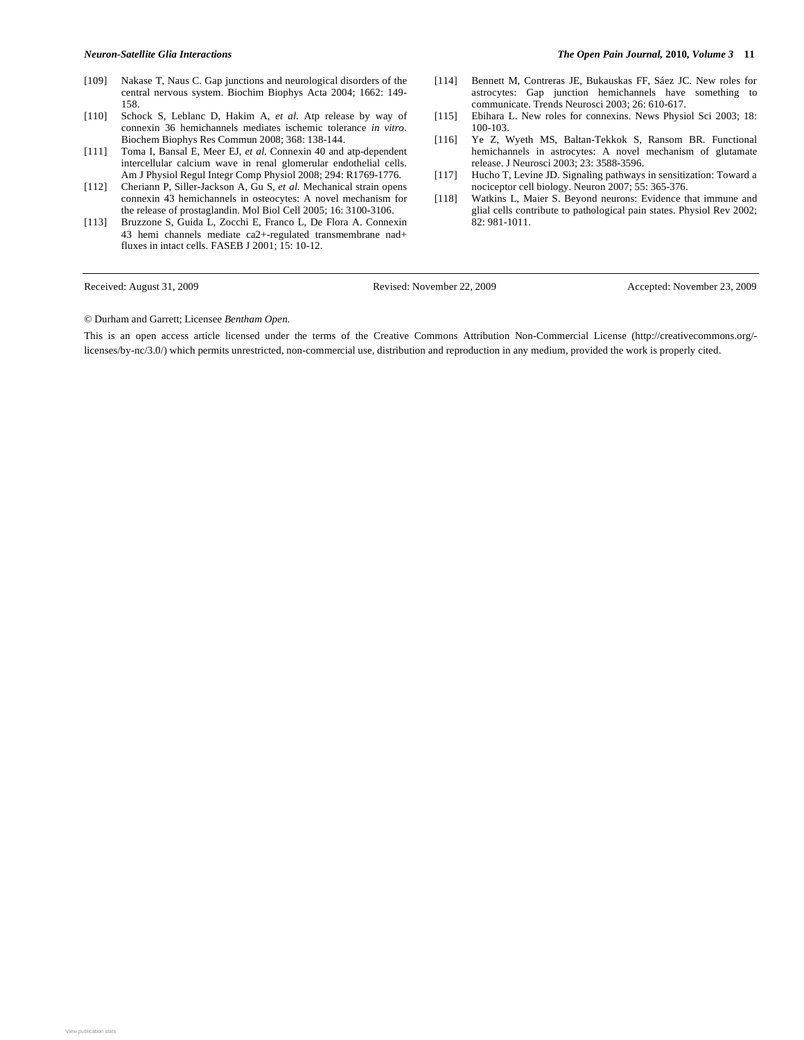[109] Nakase T, Naus C. Gap junctions and neurological disorders of the central nervous system. Biochim Biophys Acta 2004; 1662: 149-158.

[110] Schock S, Leblanc D, Hakim A, *et al.* Atp release by way of connexin 36 hemichannels mediates ischemic tolerance *in vitro*. Biochem Biophys Res Commun 2008; 368: 138-144.

[111] Toma I, Bansal E, Meer EJ, *et al.* Connexin 40 and atp-dependent intercellular calcium wave in renal glomerular endothelial cells. Am J Physiol Regul Integr Comp Physiol 2008; 294: R1769-1776.

[112] Cheriann P, Siller-Jackson A, Gu S, *et al.* Mechanical strain opens connexin 43 hemichannels in osteocytes: A novel mechanism for the release of prostaglandin. Mol Biol Cell 2005; 16: 3100-3106.

[113] Bruzzone S, Guida L, Zocchi E, Franco L, De Flora A. Connexin 43 hemi channels mediate ca2+-regulated transmembrane nad+ fluxes in intact cells. FASEB J 2001; 15: 10-12.

[114] Bennett M, Contreras JE, Bukauskas FF, Sáez JC. New roles for astrocytes: Gap junction hemichannels have something to communicate. Trends Neurosci 2003; 26: 610-617.

[115] Ebihara L. New roles for connexins. News Physiol Sci 2003; 18: 100-103.

[116] Ye Z, Wyeth MS, Baltan-Tekkok S, Ransom BR. Functional hemichannels in astrocytes: A novel mechanism of glutamate release. J Neurosci 2003; 23: 3588-3596.

[117] Hucho T, Levine JD. Signaling pathways in sensitization: Toward a nociceptor cell biology. Neuron 2007; 55: 365-376.

[118] Watkins L, Maier S. Beyond neurons: Evidence that immune and glial cells contribute to pathological pain states. Physiol Rev 2002; 82: 981-1011.

Received: August 31, 2009 Revised: November 22, 2009 Accepted: November 23, 2009

© Durham and Garrett; Licensee *Bentham Open*.

This is an open access article licensed under the terms of the Creative Commons Attribution Non-Commercial License (http://creativecommons.org/-licenses/by-nc/3.0/) which permits unrestricted, non-commercial use, distribution and reproduction in any medium, provided the work is properly cited.